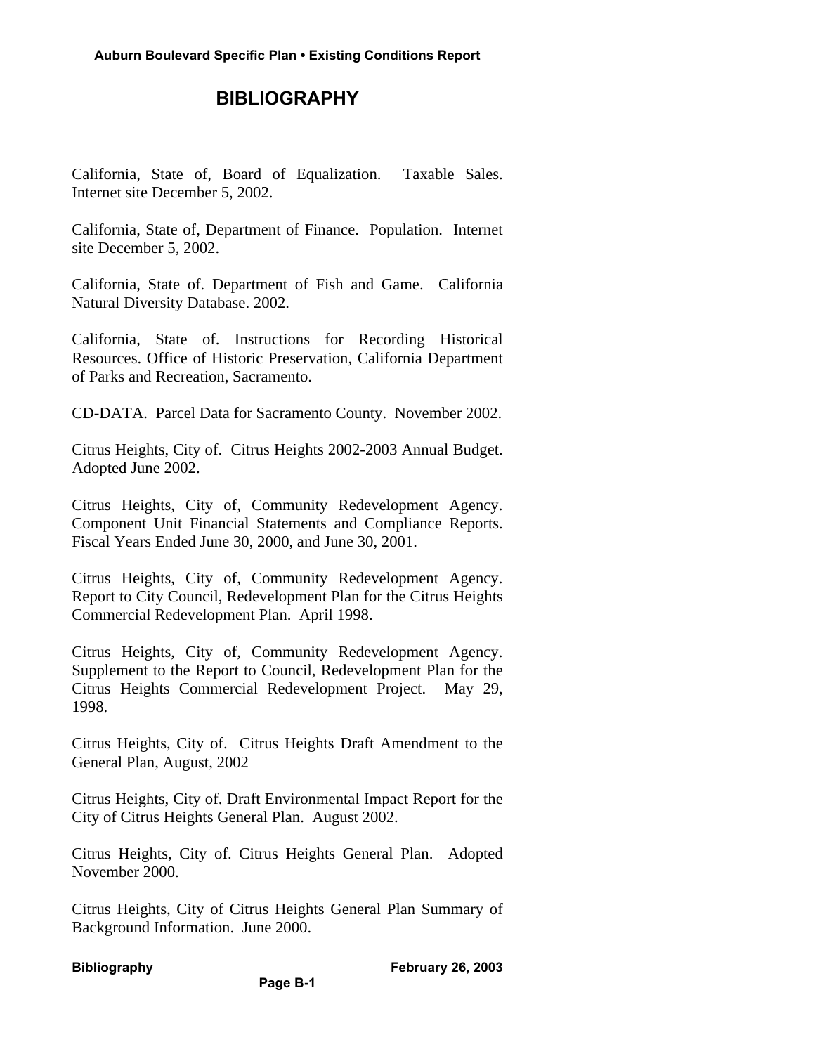# BIBLIOGRAPHY

California, State of, Board of Equalization. Taxable Sales. Internet site December 5, 2002.

California, State of, Department of Finance. Population. Internet site December 5, 2002.

California, State of. Department of Fish and Game. California Natural Diversity Database. 2002.

California, State of. Instructions for Recording Historical Resources. Office of Historic Preservation, California Department of Parks and Recreation, Sacramento.

CD-DATA. Parcel Data for Sacramento County. November 2002.

Citrus Heights, City of. Citrus Heights 2002-2003 Annual Budget. Adopted June 2002.

Citrus Heights, City of, Community Redevelopment Agency. Component Unit Financial Statements and Compliance Reports. Fiscal Years Ended June 30, 2000, and June 30, 2001.

Citrus Heights, City of, Community Redevelopment Agency. Report to City Council, Redevelopment Plan for the Citrus Heights Commercial Redevelopment Plan. April 1998.

Citrus Heights, City of, Community Redevelopment Agency. Supplement to the Report to Council, Redevelopment Plan for the Citrus Heights Commercial Redevelopment Project. May 29, 1998.

Citrus Heights, City of. Citrus Heights Draft Amendment to the General Plan, August, 2002

Citrus Heights, City of. Draft Environmental Impact Report for the City of Citrus Heights General Plan. August 2002.

Citrus Heights, City of. Citrus Heights General Plan. Adopted November 2000.

Citrus Heights, City of Citrus Heights General Plan Summary of Background Information. June 2000.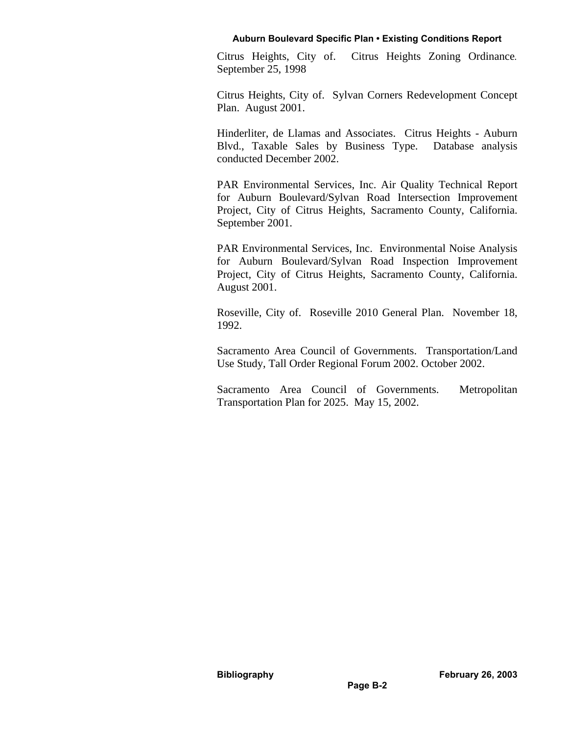Citrus Heights, City of. Citrus Heights Zoning Ordinance. September 25, 1998

Citrus Heights, City of. Sylvan Corners Redevelopment Concept Plan. August 2001.

Hinderliter, de Llamas and Associates. Citrus Heights - Auburn Blvd., Taxable Sales by Business Type. Database analysis conducted December 2002.

PAR Environmental Services, Inc. Air Quality Technical Report for Auburn Boulevard/Sylvan Road Intersection Improvement Project, City of Citrus Heights, Sacramento County, California. September 2001.

PAR Environmental Services, Inc. Environmental Noise Analysis for Auburn Boulevard/Sylvan Road Inspection Improvement Project, City of Citrus Heights, Sacramento County, California. August 2001.

Roseville, City of. Roseville 2010 General Plan. November 18, 1992.

Sacramento Area Council of Governments. Transportation/Land Use Study, Tall Order Regional Forum 2002. October 2002.

Sacramento Area Council of Governments. Metropolitan Transportation Plan for 2025. May 15, 2002.